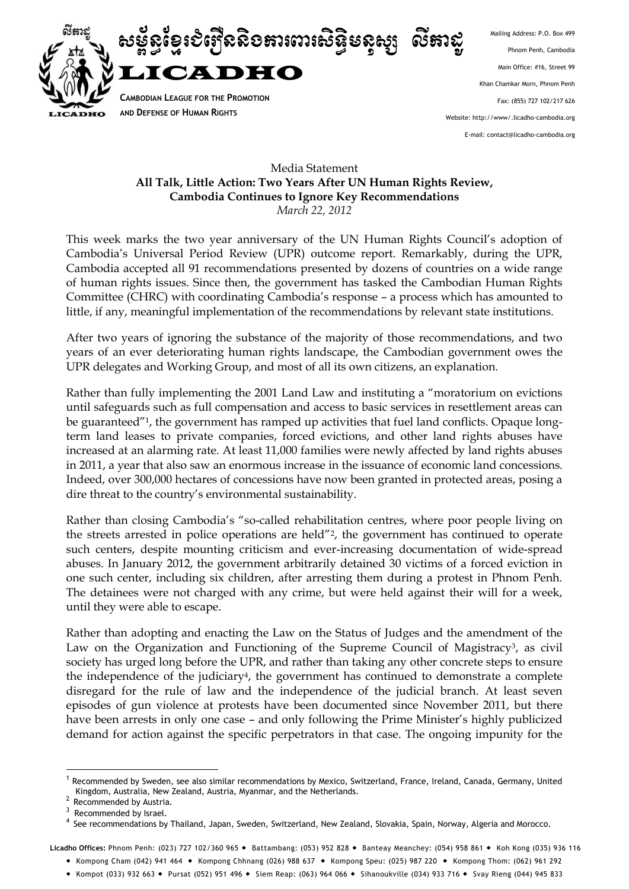សម្ព័ន្ធខ្មែរជំរឿននិងការពារសិទ្ធិមនុស្ស លីកាដូ

**LICADHO**

**CAMBODIAN LEAGUE FOR THE PROMOTION AND DEFENSE OF HUMAN RIGHTS**

Mailing Address: P.O. Box 499
Phnom Penh, Cambodia
Main Office: #16, Street 99
Khan Chamkar Morn, Phnom Penh
Fax: (855) 727 102/217 626
Website: http://www/.licadho-cambodia.org
E-mail: contact@licadho-cambodia.org

Media Statement

**All Talk, Little Action: Two Years After UN Human Rights Review, Cambodia Continues to Ignore Key Recommendations**

*March 22, 2012*

This week marks the two year anniversary of the UN Human Rights Council's adoption of Cambodia's Universal Period Review (UPR) outcome report. Remarkably, during the UPR, Cambodia accepted all 91 recommendations presented by dozens of countries on a wide range of human rights issues. Since then, the government has tasked the Cambodian Human Rights Committee (CHRC) with coordinating Cambodia's response – a process which has amounted to little, if any, meaningful implementation of the recommendations by relevant state institutions.

After two years of ignoring the substance of the majority of those recommendations, and two years of an ever deteriorating human rights landscape, the Cambodian government owes the UPR delegates and Working Group, and most of all its own citizens, an explanation.

Rather than fully implementing the 2001 Land Law and instituting a "moratorium on evictions until safeguards such as full compensation and access to basic services in resettlement areas can be guaranteed"[1], the government has ramped up activities that fuel land conflicts. Opaque long-term land leases to private companies, forced evictions, and other land rights abuses have increased at an alarming rate. At least 11,000 families were newly affected by land rights abuses in 2011, a year that also saw an enormous increase in the issuance of economic land concessions. Indeed, over 300,000 hectares of concessions have now been granted in protected areas, posing a dire threat to the country's environmental sustainability.

Rather than closing Cambodia's "so-called rehabilitation centres, where poor people living on the streets arrested in police operations are held"[2], the government has continued to operate such centers, despite mounting criticism and ever-increasing documentation of wide-spread abuses. In January 2012, the government arbitrarily detained 30 victims of a forced eviction in one such center, including six children, after arresting them during a protest in Phnom Penh. The detainees were not charged with any crime, but were held against their will for a week, until they were able to escape.

Rather than adopting and enacting the Law on the Status of Judges and the amendment of the Law on the Organization and Functioning of the Supreme Council of Magistracy[3], as civil society has urged long before the UPR, and rather than taking any other concrete steps to ensure the independence of the judiciary[4], the government has continued to demonstrate a complete disregard for the rule of law and the independence of the judicial branch. At least seven episodes of gun violence at protests have been documented since November 2011, but there have been arrests in only one case – and only following the Prime Minister's highly publicized demand for action against the specific perpetrators in that case. The ongoing impunity for the

---

[1] Recommended by Sweden, see also similar recommendations by Mexico, Switzerland, France, Ireland, Canada, Germany, United Kingdom, Australia, New Zealand, Austria, Myanmar, and the Netherlands.

[2] Recommended by Austria.

[3] Recommended by Israel.

[4] See recommendations by Thailand, Japan, Sweden, Switzerland, New Zealand, Slovakia, Spain, Norway, Algeria and Morocco.

**Licadho Offices:** Phnom Penh: (023) 727 102/360 965 ◆ Battambang: (053) 952 828 ◆ Banteay Meanchey: (054) 958 861 ◆ Koh Kong (035) 936 116 ◆ Kompong Cham (042) 941 464 ◆ Kompong Chhnang (026) 988 637 ◆ Kompong Speu: (025) 987 220 ◆ Kompong Thom: (062) 961 292 ◆ Kompot (033) 932 663 ◆ Pursat (052) 951 496 ◆ Siem Reap: (063) 964 066 ◆ Sihanoukville (034) 933 716 ◆ Svay Rieng (044) 945 833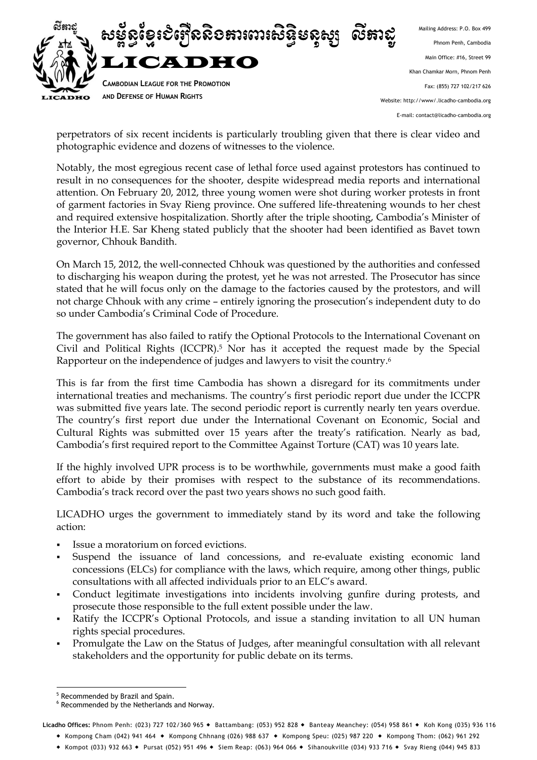perpetrators of six recent incidents is particularly troubling given that there is clear video and photographic evidence and dozens of witnesses to the violence.

Notably, the most egregious recent case of lethal force used against protestors has continued to result in no consequences for the shooter, despite widespread media reports and international attention. On February 20, 2012, three young women were shot during worker protests in front of garment factories in Svay Rieng province. One suffered life-threatening wounds to her chest and required extensive hospitalization. Shortly after the triple shooting, Cambodia's Minister of the Interior H.E. Sar Kheng stated publicly that the shooter had been identified as Bavet town governor, Chhouk Bandith.

On March 15, 2012, the well-connected Chhouk was questioned by the authorities and confessed to discharging his weapon during the protest, yet he was not arrested. The Prosecutor has since stated that he will focus only on the damage to the factories caused by the protestors, and will not charge Chhouk with any crime – entirely ignoring the prosecution's independent duty to do so under Cambodia's Criminal Code of Procedure.

The government has also failed to ratify the Optional Protocols to the International Covenant on Civil and Political Rights (ICCPR).[5] Nor has it accepted the request made by the Special Rapporteur on the independence of judges and lawyers to visit the country.[6]

This is far from the first time Cambodia has shown a disregard for its commitments under international treaties and mechanisms. The country's first periodic report due under the ICCPR was submitted five years late. The second periodic report is currently nearly ten years overdue. The country's first report due under the International Covenant on Economic, Social and Cultural Rights was submitted over 15 years after the treaty's ratification. Nearly as bad, Cambodia's first required report to the Committee Against Torture (CAT) was 10 years late.

If the highly involved UPR process is to be worthwhile, governments must make a good faith effort to abide by their promises with respect to the substance of its recommendations. Cambodia's track record over the past two years shows no such good faith.

LICADHO urges the government to immediately stand by its word and take the following action:

- Issue a moratorium on forced evictions.
- Suspend the issuance of land concessions, and re-evaluate existing economic land concessions (ELCs) for compliance with the laws, which require, among other things, public consultations with all affected individuals prior to an ELC's award.
- Conduct legitimate investigations into incidents involving gunfire during protests, and prosecute those responsible to the full extent possible under the law.
- Ratify the ICCPR's Optional Protocols, and issue a standing invitation to all UN human rights special procedures.
- Promulgate the Law on the Status of Judges, after meaningful consultation with all relevant stakeholders and the opportunity for public debate on its terms.

[5] Recommended by Brazil and Spain.

[6] Recommended by the Netherlands and Norway.